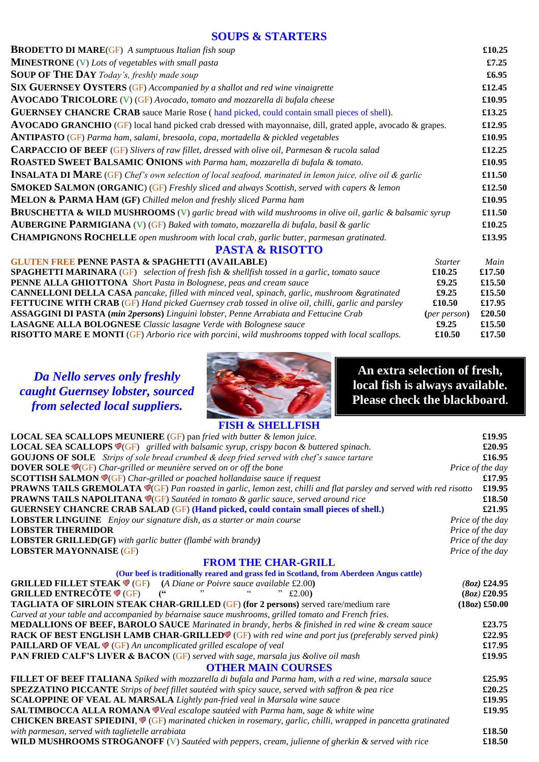## SOUPS & STARTERS

| | |
|---|---|
| **BRODETTO DI MARE**(GF) *A sumptuous Italian fish soup* | £10.25 |
| **MINESTRONE** (V) *Lots of vegetables with small pasta* | £7.25 |
| **SOUP OF THE DAY** *Today's, freshly made soup* | £6.95 |
| **SIX GUERNSEY OYSTERS** (GF) *Accompanied by a shallot and red wine vinaigrette* | £12.45 |
| **AVOCADO TRICOLORE** (V) (GF) *Avocado, tomato and mozzarella di bufala cheese* | £10.95 |
| **GUERNSEY CHANCRE CRAB** sauce Marie Rose ( hand picked, could contain small pieces of shell). | £13.25 |
| **AVOCADO GRANCHIO** (GF) local hand picked crab dressed with mayonnaise, dill, grated apple, avocado & grapes. | £12.95 |
| **ANTIPASTO** (GF) *Parma ham, salami, bresaola, copa, mortadella & pickled vegetables* | £10.95 |
| **CARPACCIO OF BEEF** (GF) *Slivers of raw fillet, dressed with olive oil, Parmesan & rucola salad* | £12.25 |
| **ROASTED SWEET BALSAMIC ONIONS** *with Parma ham, mozzarella di bufala & tomato.* | £10.95 |
| **INSALATA DI MARE** (GF) *Chef's own selection of local seafood, marinated in lemon juice, olive oil & garlic* | £11.50 |
| **SMOKED SALMON (ORGANIC)** (GF) *Freshly sliced and always Scottish, served with capers & lemon* | £12.50 |
| **MELON & PARMA HAM (GF)** *Chilled melon and freshly sliced Parma ham* | £10.95 |
| **BRUSCHETTA & WILD MUSHROOMS** (V) *garlic bread with wild mushrooms in olive oil, garlic & balsamic syrup* | £11.50 |
| **AUBERGINE PARMIGIANA** (V) (GF) *Baked with tomato, mozzarella di bufala, basil & garlic* | £10.25 |
| **CHAMPIGNONS ROCHELLE** *open mushroom with local crab, garlic butter, parmesan gratinated.* | £13.95 |

## PASTA & RISOTTO

| GLUTEN FREE PENNE PASTA & SPAGHETTI (AVAILABLE) | *Starter* | *Main* |
|---|---|---|
| **SPAGHETTI MARINARA** (GF) *selection of fresh fish & shellfish tossed in a garlic, tomato sauce* | £10.25 | £17.50 |
| **PENNE ALLA GHIOTTONA** *Short Pasta in Bolognese, peas and cream sauce* | £9.25 | £15.50 |
| **CANNELLONI DELLA CASA** *pancake, filled with minced veal, spinach, garlic, mushroom &gratinated* | £9.25 | £15.50 |
| **FETTUCINE WITH CRAB** (GF) *Hand picked Guernsey crab tossed in olive oil, chilli, garlic and parsley* | £10.50 | £17.95 |
| **ASSAGGINI DI PASTA (*min 2persons*)** *Linguini lobster, Penne Arrabiata and Fettucine Crab* | (*per person*) | £20.50 |
| **LASAGNE ALLA BOLOGNESE** *Classic lasagne Verde with Bolognese sauce* | £9.25 | £15.50 |
| **RISOTTO MARE E MONTI** (GF) *Arborio rice with porcini, wild mushrooms topped with local scallops.* | £10.50 | £17.50 |

***Da Nello serves only freshly caught Guernsey lobster, sourced from selected local suppliers.***

**An extra selection of fresh, local fish is always available. Please check the blackboard.**

## FISH & SHELLFISH

| | |
|---|---|
| **LOCAL SEA SCALLOPS MEUNIERE** (GF) pan *fried with butter & lemon juice.* | £19.95 |
| **LOCAL SEA SCALLOPS** ♥(GF) *grilled with balsamic syrup, crispy bacon & buttered spinach.* | £20.95 |
| **GOUJONS OF SOLE** *Strips of sole bread crumbed & deep fried served with chef's sauce tartare* | £16.95 |
| **DOVER SOLE** ♥(GF) *Char-grilled or meunière served on or off the bone* | *Price of the day* |
| **SCOTTISH SALMON** ♥(GF) *Char-grilled or poached hollandaise sauce if request* | £17.95 |
| **PRAWNS TAILS GREMOLATA** ♥(GF) *Pan roasted in garlic, lemon zest, chilli and flat parsley and served with red risotto* | £19.95 |
| **PRAWNS TAILS NAPOLITANA** ♥(GF) *Sautéed in tomato & garlic sauce, served around rice* | £18.50 |
| **GUERNSEY CHANCRE CRAB SALAD** (GF) **(Hand picked, could contain small pieces of shell.)** | £21.95 |
| **LOBSTER LINGUINE** *Enjoy our signature dish, as a starter or main course* | *Price of the day* |
| **LOBSTER THERMIDOR** | *Price of the day* |
| **LOBSTER GRILLED(GF)** *with garlic butter (flambé with brandy)* | *Price of the day* |
| **LOBSTER MAYONNAISE** (GF) | *Price of the day* |

## FROM THE CHAR-GRILL

**(Our beef is traditionally reared and grass fed in Scotland, from Aberdeen Angus cattle)**

| | |
|---|---|
| **GRILLED FILLET STEAK** ♥ (GF) (*A Diane or Poivre sauce available* £2.00) | *(8oz)* £24.95 |
| **GRILLED ENTRECÔTE** ♥ (GF) (" " " " £2.00) | *(8oz)* £20.95 |
| **TAGLIATA OF SIRLOIN STEAK CHAR-GRILLED** (GF) **(for 2 persons)** served rare/medium rare *Carved at your table and accompanied by béarnaise sauce mushrooms, grilled tomato and French fries.* | (18oz) £50.00 |
| **MEDALLIONS OF BEEF, BAROLO SAUCE** *Marinated in brandy, herbs & finished in red wine & cream sauce* | £23.75 |
| **RACK OF BEST ENGLISH LAMB CHAR-GRILLED**♥ (GF) *with red wine and port jus (preferably served pink)* | £22.95 |
| **PAILLARD OF VEAL** ♥ (GF) *An uncomplicated grilled escalope of veal* | £17.95 |
| **PAN FRIED CALF'S LIVER & BACON** (GF) *served with sage, marsala jus &olive oil mash* | £19.95 |

## OTHER MAIN COURSES

| | |
|---|---|
| **FILLET OF BEEF ITALIANA** *Spiked with mozzarella di bufala and Parma ham, with a red wine, marsala sauce* | £25.95 |
| **SPEZZATINO PICCANTE** *Strips of beef fillet sautéed with spicy sauce, served with saffron & pea rice* | £20.25 |
| **SCALOPPINE OF VEAL AL MARSALA** *Lightly pan-fried veal in Marsala wine sauce* | £19.95 |
| **SALTIMBOCCA ALLA ROMANA** ♥*Veal escalope sautéed with Parma ham, sage & white wine* | £19.95 |
| **CHICKEN BREAST SPIEDINI**, ♥ (GF) *marinated chicken in rosemary, garlic, chilli, wrapped in pancetta gratinated with parmesan, served with taglietelle arrabiata* | £18.50 |
| **WILD MUSHROOMS STROGANOFF** (V) *Sautéed with peppers, cream, julienne of gherkin & served with rice* | £18.50 |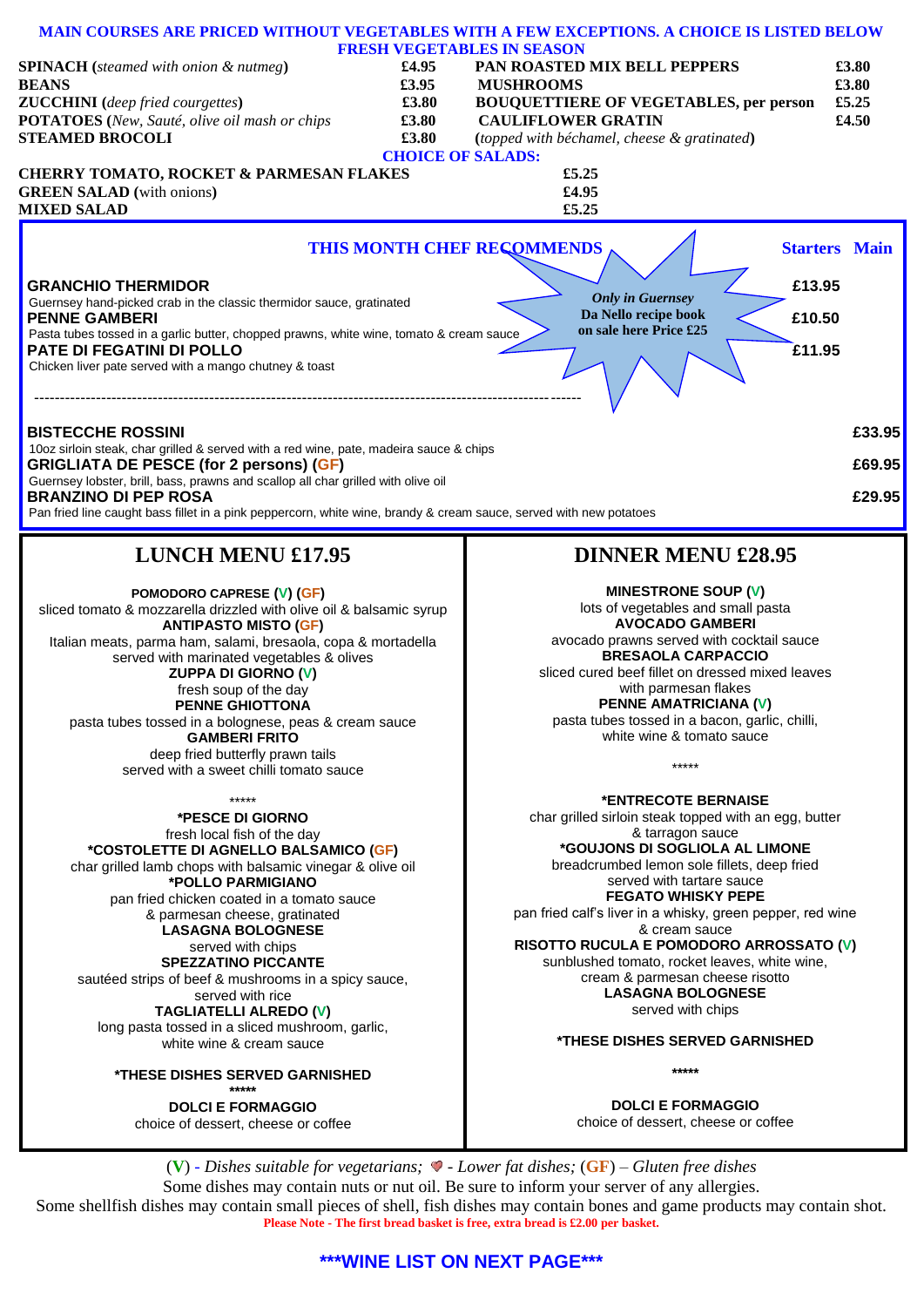**MAIN COURSES ARE PRICED WITHOUT VEGETABLES WITH A FEW EXCEPTIONS. A CHOICE IS LISTED BELOW**

**FRESH VEGETABLES IN SEASON**

| | | | |
|---|---|---|---|
| **SPINACH** (*steamed with onion & nutmeg*) | £4.95 | **PAN ROASTED MIX BELL PEPPERS** | £3.80 |
| **BEANS** | £3.95 | **MUSHROOMS** | £3.80 |
| **ZUCCHINI** (*deep fried courgettes*) | £3.80 | **BOUQUETTIERE OF VEGETABLES, per person** | £5.25 |
| **POTATOES** (*New, Sauté, olive oil mash or chips*) | £3.80 | **CAULIFLOWER GRATIN** | £4.50 |
| **STEAMED BROCOLI** | £3.80 | (*topped with béchamel, cheese & gratinated*) | |

**CHOICE OF SALADS:**

| | |
|---|---|
| **CHERRY TOMATO, ROCKET & PARMESAN FLAKES** | £5.25 |
| **GREEN SALAD** (with onions) | £4.95 |
| **MIXED SALAD** | £5.25 |

## THIS MONTH CHEF RECOMMENDS

*Only in Guernsey*
**Da Nello recipe book on sale here Price £25**

| | Starters | Main |
|---|---|---|
| **GRANCHIO THERMIDOR**<br>Guernsey hand-picked crab in the classic thermidor sauce, gratinated | £13.95 | |
| **PENNE GAMBERI**<br>Pasta tubes tossed in a garlic butter, chopped prawns, white wine, tomato & cream sauce | £10.50 | |
| **PATE DI FEGATINI DI POLLO**<br>Chicken liver pate served with a mango chutney & toast | £11.95 | |
| **BISTECCHE ROSSINI**<br>10oz sirloin steak, char grilled & served with a red wine, pate, madeira sauce & chips | | £33.95 |
| **GRIGLIATA DE PESCE (for 2 persons) (GF)**<br>Guernsey lobster, brill, bass, prawns and scallop all char grilled with olive oil | | £69.95 |
| **BRANZINO DI PEP ROSA**<br>Pan fried line caught bass fillet in a pink peppercorn, white wine, brandy & cream sauce, served with new potatoes | | £29.95 |

## LUNCH MENU £17.95

**POMODORO CAPRESE (V) (GF)**
sliced tomato & mozzarella drizzled with olive oil & balsamic syrup
**ANTIPASTO MISTO (GF)**
Italian meats, parma ham, salami, bresaola, copa & mortadella served with marinated vegetables & olives
**ZUPPA DI GIORNO (V)**
fresh soup of the day
**PENNE GHIOTTONA**
pasta tubes tossed in a bolognese, peas & cream sauce
**GAMBERI FRITO**
deep fried butterfly prawn tails served with a sweet chilli tomato sauce

*****

***PESCE DI GIORNO**
fresh local fish of the day
***COSTOLETTE DI AGNELLO BALSAMICO (GF)**
char grilled lamb chops with balsamic vinegar & olive oil
***POLLO PARMIGIANO**
pan fried chicken coated in a tomato sauce & parmesan cheese, gratinated
**LASAGNA BOLOGNESE**
served with chips
**SPEZZATINO PICCANTE**
sautéed strips of beef & mushrooms in a spicy sauce, served with rice
**TAGLIATELLI ALREDO (V)**
long pasta tossed in a sliced mushroom, garlic, white wine & cream sauce

***THESE DISHES SERVED GARNISHED**

*****

**DOLCI E FORMAGGIO**
choice of dessert, cheese or coffee

## DINNER MENU £28.95

**MINESTRONE SOUP (V)**
lots of vegetables and small pasta
**AVOCADO GAMBERI**
avocado prawns served with cocktail sauce
**BRESAOLA CARPACCIO**
sliced cured beef fillet on dressed mixed leaves with parmesan flakes
**PENNE AMATRICIANA (V)**
pasta tubes tossed in a bacon, garlic, chilli, white wine & tomato sauce

*****

***ENTRECOTE BERNAISE**
char grilled sirloin steak topped with an egg, butter & tarragon sauce
***GOUJONS DI SOGLIOLA AL LIMONE**
breadcrumbed lemon sole fillets, deep fried served with tartare sauce
**FEGATO WHISKY PEPE**
pan fried calf's liver in a whisky, green pepper, red wine & cream sauce
**RISOTTO RUCULA E POMODORO ARROSSATO (V)**
sunblushed tomato, rocket leaves, white wine, cream & parmesan cheese risotto
**LASAGNA BOLOGNESE**
served with chips

***THESE DISHES SERVED GARNISHED**

*****

**DOLCI E FORMAGGIO**
choice of dessert, cheese or coffee

(**V**) - *Dishes suitable for vegetarians;* ♥ - *Lower fat dishes;* (**GF**) – *Gluten free dishes*

Some dishes may contain nuts or nut oil. Be sure to inform your server of any allergies.

Some shellfish dishes may contain small pieces of shell, fish dishes may contain bones and game products may contain shot.

**Please Note - The first bread basket is free, extra bread is £2.00 per basket.**

*****WINE LIST ON NEXT PAGE*****